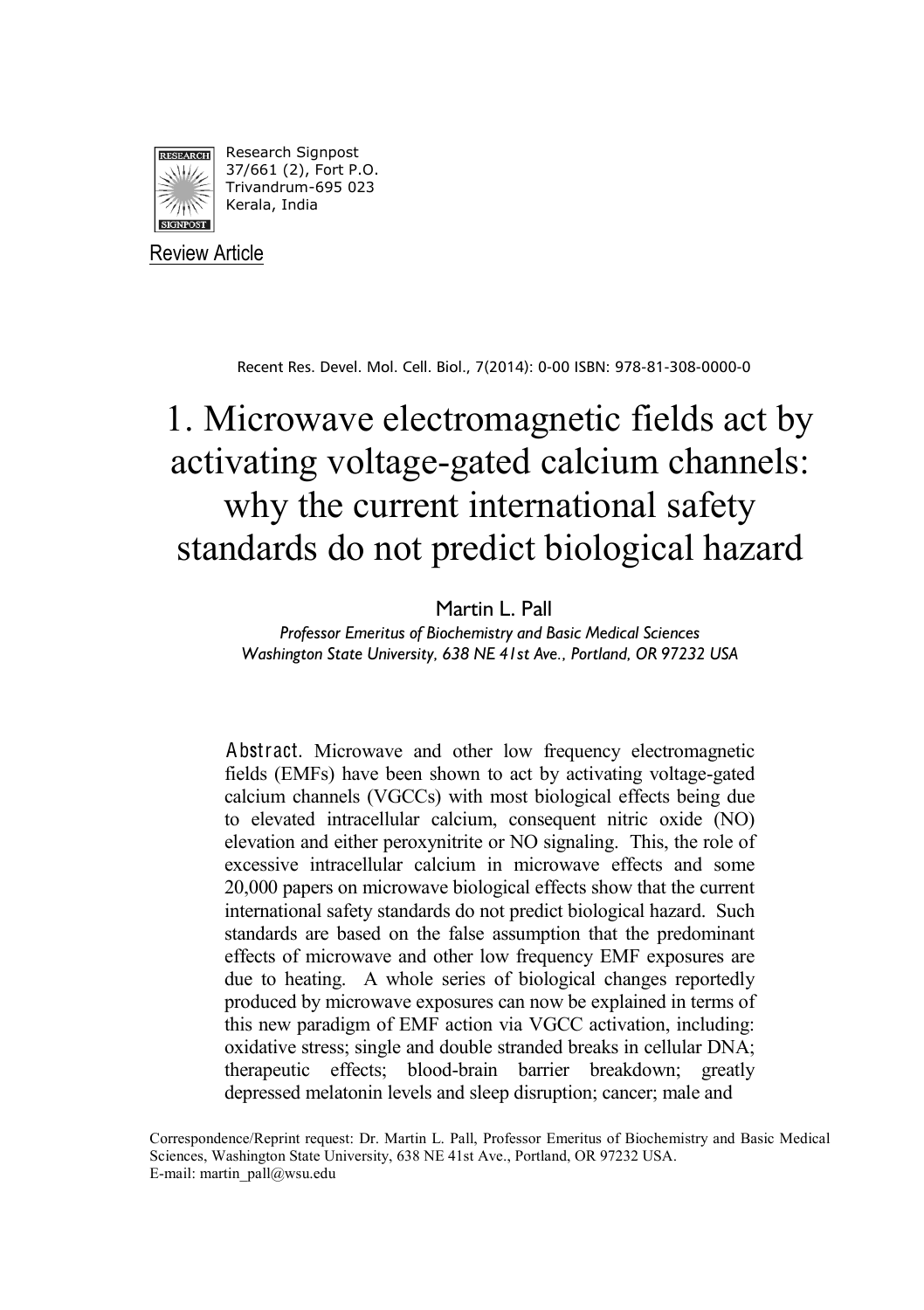Research Signpost
37/661 (2), Fort P.O.
Trivandrum-695 023
Kerala, India

Review Article

Recent Res. Devel. Mol. Cell. Biol., 7(2014): 0-00 ISBN: 978-81-308-0000-0

# 1. Microwave electromagnetic fields act by activating voltage-gated calcium channels: why the current international safety standards do not predict biological hazard

Martin L. Pall

*Professor Emeritus of Biochemistry and Basic Medical Sciences*
*Washington State University, 638 NE 41st Ave., Portland, OR 97232 USA*

**Abstract.** Microwave and other low frequency electromagnetic fields (EMFs) have been shown to act by activating voltage-gated calcium channels (VGCCs) with most biological effects being due to elevated intracellular calcium, consequent nitric oxide (NO) elevation and either peroxynitrite or NO signaling. This, the role of excessive intracellular calcium in microwave effects and some 20,000 papers on microwave biological effects show that the current international safety standards do not predict biological hazard. Such standards are based on the false assumption that the predominant effects of microwave and other low frequency EMF exposures are due to heating. A whole series of biological changes reportedly produced by microwave exposures can now be explained in terms of this new paradigm of EMF action via VGCC activation, including: oxidative stress; single and double stranded breaks in cellular DNA; therapeutic effects; blood-brain barrier breakdown; greatly depressed melatonin levels and sleep disruption; cancer; male and

Correspondence/Reprint request: Dr. Martin L. Pall, Professor Emeritus of Biochemistry and Basic Medical Sciences, Washington State University, 638 NE 41st Ave., Portland, OR 97232 USA.
E-mail: martin_pall@wsu.edu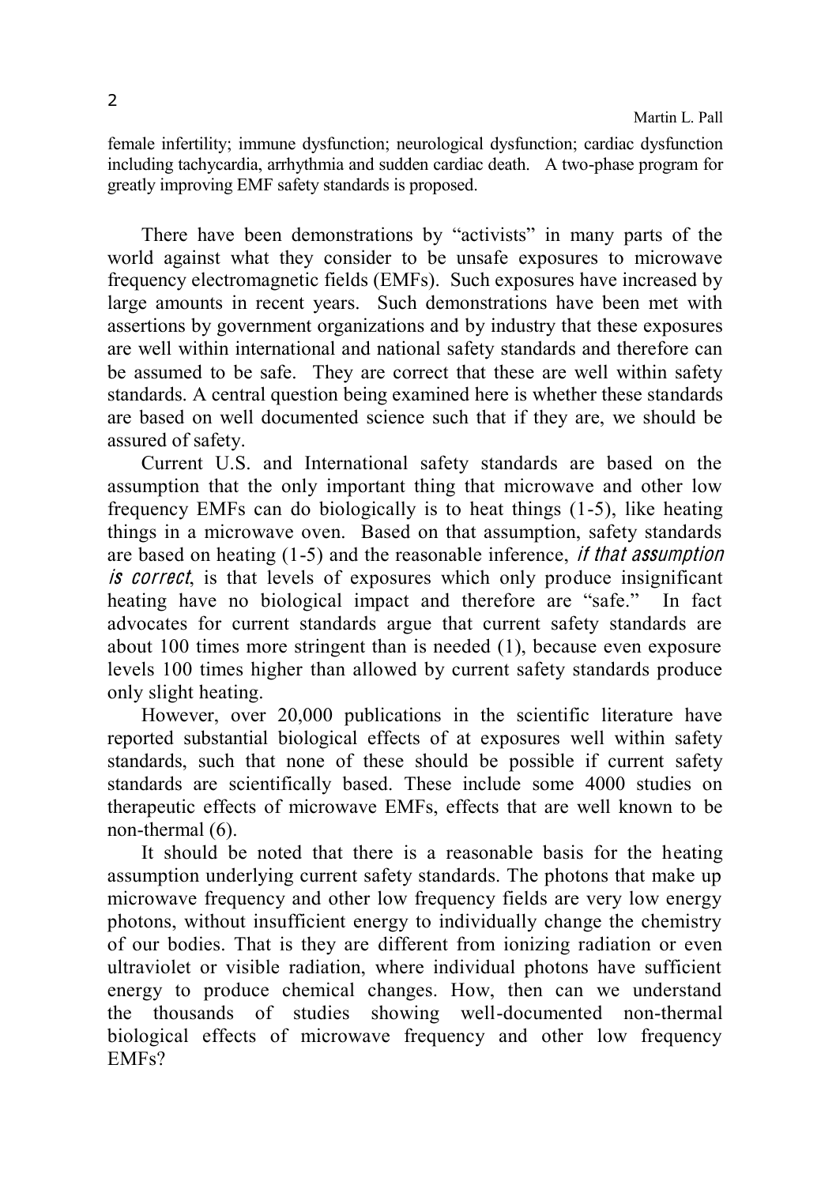female infertility; immune dysfunction; neurological dysfunction; cardiac dysfunction including tachycardia, arrhythmia and sudden cardiac death. A two-phase program for greatly improving EMF safety standards is proposed.

There have been demonstrations by "activists" in many parts of the world against what they consider to be unsafe exposures to microwave frequency electromagnetic fields (EMFs). Such exposures have increased by large amounts in recent years. Such demonstrations have been met with assertions by government organizations and by industry that these exposures are well within international and national safety standards and therefore can be assumed to be safe. They are correct that these are well within safety standards. A central question being examined here is whether these standards are based on well documented science such that if they are, we should be assured of safety.

Current U.S. and International safety standards are based on the assumption that the only important thing that microwave and other low frequency EMFs can do biologically is to heat things (1-5), like heating things in a microwave oven. Based on that assumption, safety standards are based on heating (1-5) and the reasonable inference, *if that assumption is correct*, is that levels of exposures which only produce insignificant heating have no biological impact and therefore are "safe." In fact advocates for current standards argue that current safety standards are about 100 times more stringent than is needed (1), because even exposure levels 100 times higher than allowed by current safety standards produce only slight heating.

However, over 20,000 publications in the scientific literature have reported substantial biological effects of at exposures well within safety standards, such that none of these should be possible if current safety standards are scientifically based. These include some 4000 studies on therapeutic effects of microwave EMFs, effects that are well known to be non-thermal (6).

It should be noted that there is a reasonable basis for the heating assumption underlying current safety standards. The photons that make up microwave frequency and other low frequency fields are very low energy photons, without insufficient energy to individually change the chemistry of our bodies. That is they are different from ionizing radiation or even ultraviolet or visible radiation, where individual photons have sufficient energy to produce chemical changes. How, then can we understand the thousands of studies showing well-documented non-thermal biological effects of microwave frequency and other low frequency EMFs?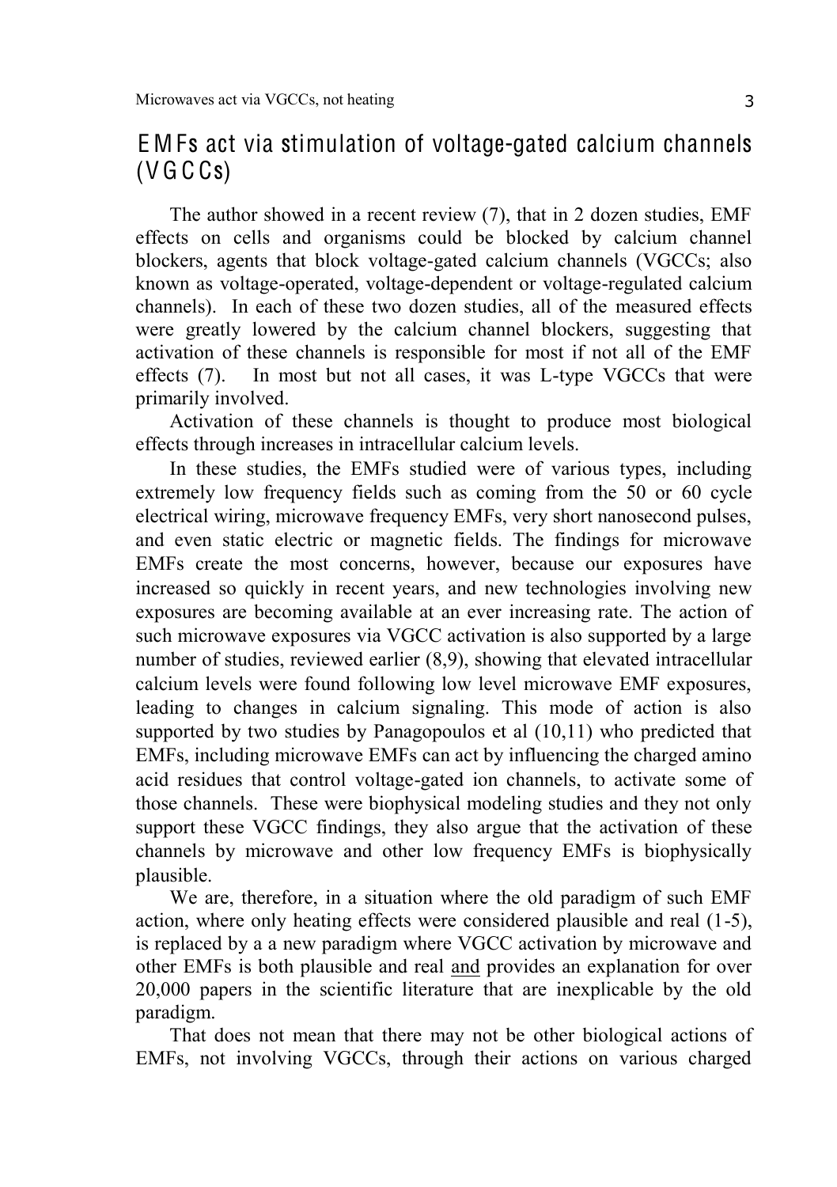## EMFs act via stimulation of voltage-gated calcium channels (VGCCs)

The author showed in a recent review (7), that in 2 dozen studies, EMF effects on cells and organisms could be blocked by calcium channel blockers, agents that block voltage-gated calcium channels (VGCCs; also known as voltage-operated, voltage-dependent or voltage-regulated calcium channels). In each of these two dozen studies, all of the measured effects were greatly lowered by the calcium channel blockers, suggesting that activation of these channels is responsible for most if not all of the EMF effects (7). In most but not all cases, it was L-type VGCCs that were primarily involved.

Activation of these channels is thought to produce most biological effects through increases in intracellular calcium levels.

In these studies, the EMFs studied were of various types, including extremely low frequency fields such as coming from the 50 or 60 cycle electrical wiring, microwave frequency EMFs, very short nanosecond pulses, and even static electric or magnetic fields. The findings for microwave EMFs create the most concerns, however, because our exposures have increased so quickly in recent years, and new technologies involving new exposures are becoming available at an ever increasing rate. The action of such microwave exposures via VGCC activation is also supported by a large number of studies, reviewed earlier (8,9), showing that elevated intracellular calcium levels were found following low level microwave EMF exposures, leading to changes in calcium signaling. This mode of action is also supported by two studies by Panagopoulos et al (10,11) who predicted that EMFs, including microwave EMFs can act by influencing the charged amino acid residues that control voltage-gated ion channels, to activate some of those channels. These were biophysical modeling studies and they not only support these VGCC findings, they also argue that the activation of these channels by microwave and other low frequency EMFs is biophysically plausible.

We are, therefore, in a situation where the old paradigm of such EMF action, where only heating effects were considered plausible and real (1-5), is replaced by a a new paradigm where VGCC activation by microwave and other EMFs is both plausible and real <u>and</u> provides an explanation for over 20,000 papers in the scientific literature that are inexplicable by the old paradigm.

That does not mean that there may not be other biological actions of EMFs, not involving VGCCs, through their actions on various charged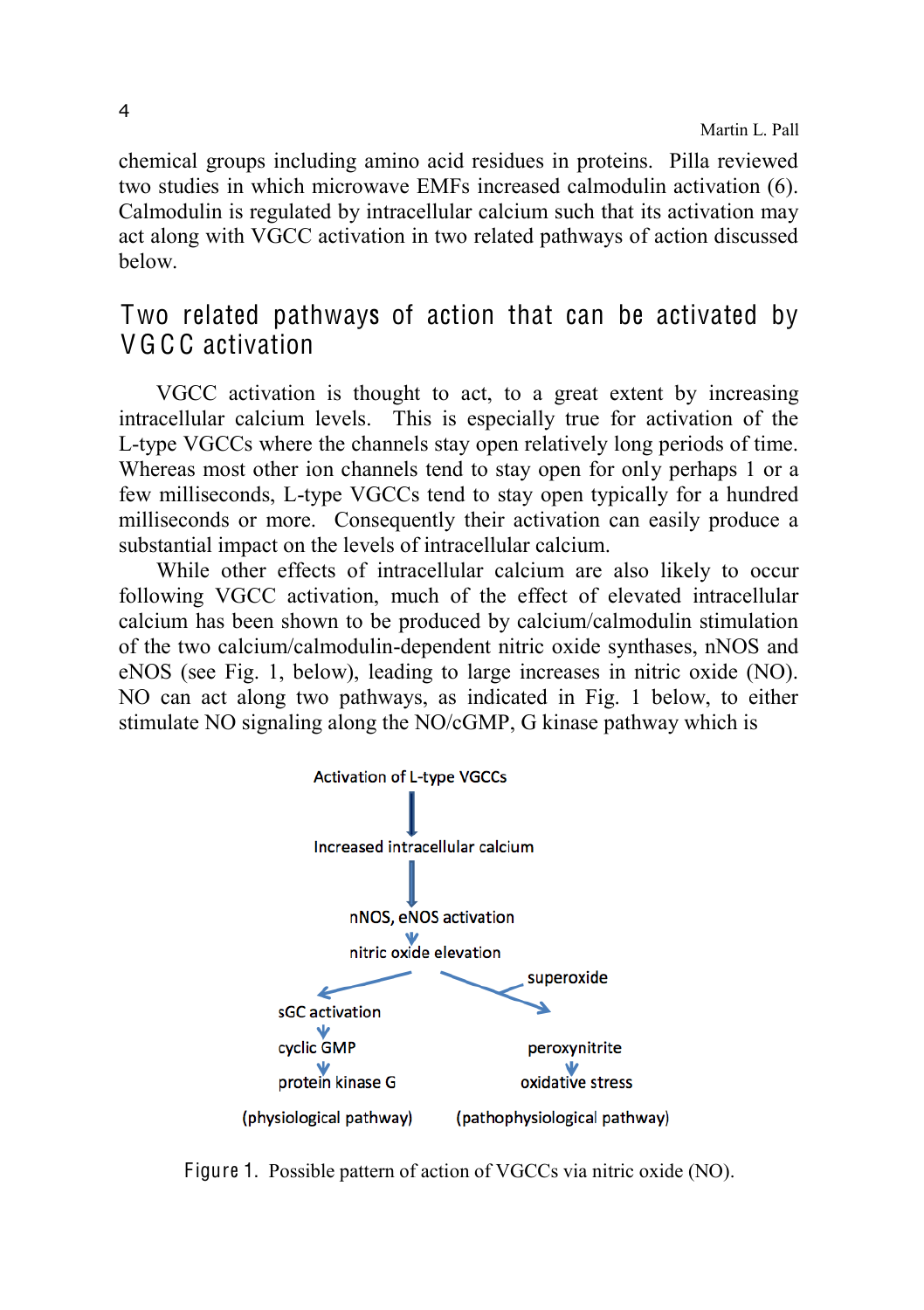chemical groups including amino acid residues in proteins. Pilla reviewed two studies in which microwave EMFs increased calmodulin activation (6). Calmodulin is regulated by intracellular calcium such that its activation may act along with VGCC activation in two related pathways of action discussed below.

## Two related pathways of action that can be activated by VGCC activation

VGCC activation is thought to act, to a great extent by increasing intracellular calcium levels. This is especially true for activation of the L-type VGCCs where the channels stay open relatively long periods of time. Whereas most other ion channels tend to stay open for only perhaps 1 or a few milliseconds, L-type VGCCs tend to stay open typically for a hundred milliseconds or more. Consequently their activation can easily produce a substantial impact on the levels of intracellular calcium.

While other effects of intracellular calcium are also likely to occur following VGCC activation, much of the effect of elevated intracellular calcium has been shown to be produced by calcium/calmodulin stimulation of the two calcium/calmodulin-dependent nitric oxide synthases, nNOS and eNOS (see Fig. 1, below), leading to large increases in nitric oxide (NO). NO can act along two pathways, as indicated in Fig. 1 below, to either stimulate NO signaling along the NO/cGMP, G kinase pathway which is

```
                Activation of L-type VGCCs
                            ↓
              Increased intracellular calcium
                            ↓
                  nNOS, eNOS activation
                            ↓
                  nitric oxide elevation
                 ↙                      ↘  ← superoxide
        sGC activation
              ↓
         cyclic GMP                    peroxynitrite
              ↓                              ↓
       protein kinase G               oxidative stress

   (physiological pathway)     (pathophysiological pathway)
```

Figure 1. Possible pattern of action of VGCCs via nitric oxide (NO).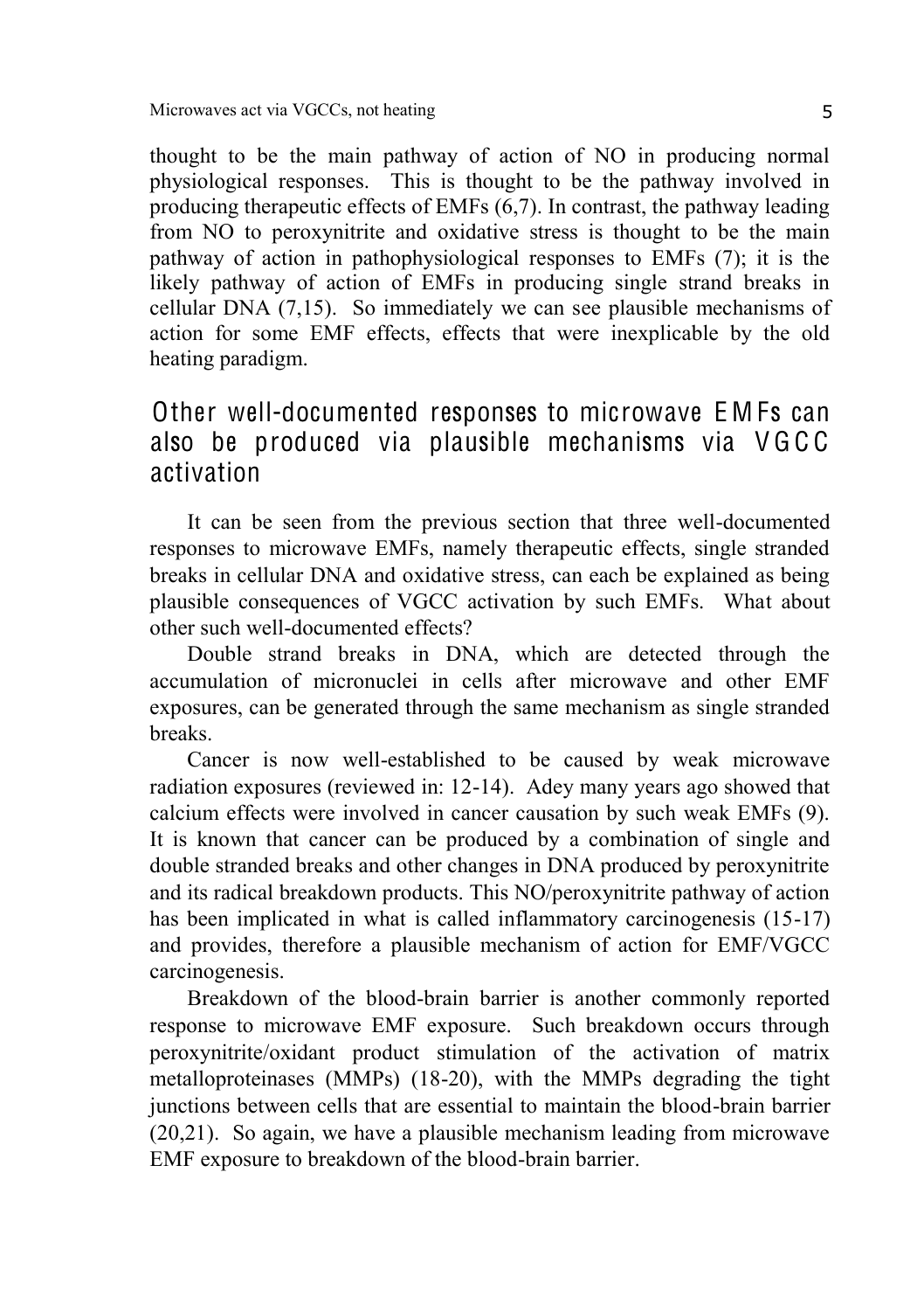thought to be the main pathway of action of NO in producing normal physiological responses. This is thought to be the pathway involved in producing therapeutic effects of EMFs (6,7). In contrast, the pathway leading from NO to peroxynitrite and oxidative stress is thought to be the main pathway of action in pathophysiological responses to EMFs (7); it is the likely pathway of action of EMFs in producing single strand breaks in cellular DNA (7,15). So immediately we can see plausible mechanisms of action for some EMF effects, effects that were inexplicable by the old heating paradigm.

## Other well-documented responses to microwave EMFs can also be produced via plausible mechanisms via VGCC activation

It can be seen from the previous section that three well-documented responses to microwave EMFs, namely therapeutic effects, single stranded breaks in cellular DNA and oxidative stress, can each be explained as being plausible consequences of VGCC activation by such EMFs. What about other such well-documented effects?

Double strand breaks in DNA, which are detected through the accumulation of micronuclei in cells after microwave and other EMF exposures, can be generated through the same mechanism as single stranded breaks.

Cancer is now well-established to be caused by weak microwave radiation exposures (reviewed in: 12-14). Adey many years ago showed that calcium effects were involved in cancer causation by such weak EMFs (9). It is known that cancer can be produced by a combination of single and double stranded breaks and other changes in DNA produced by peroxynitrite and its radical breakdown products. This NO/peroxynitrite pathway of action has been implicated in what is called inflammatory carcinogenesis (15-17) and provides, therefore a plausible mechanism of action for EMF/VGCC carcinogenesis.

Breakdown of the blood-brain barrier is another commonly reported response to microwave EMF exposure. Such breakdown occurs through peroxynitrite/oxidant product stimulation of the activation of matrix metalloproteinases (MMPs) (18-20), with the MMPs degrading the tight junctions between cells that are essential to maintain the blood-brain barrier (20,21). So again, we have a plausible mechanism leading from microwave EMF exposure to breakdown of the blood-brain barrier.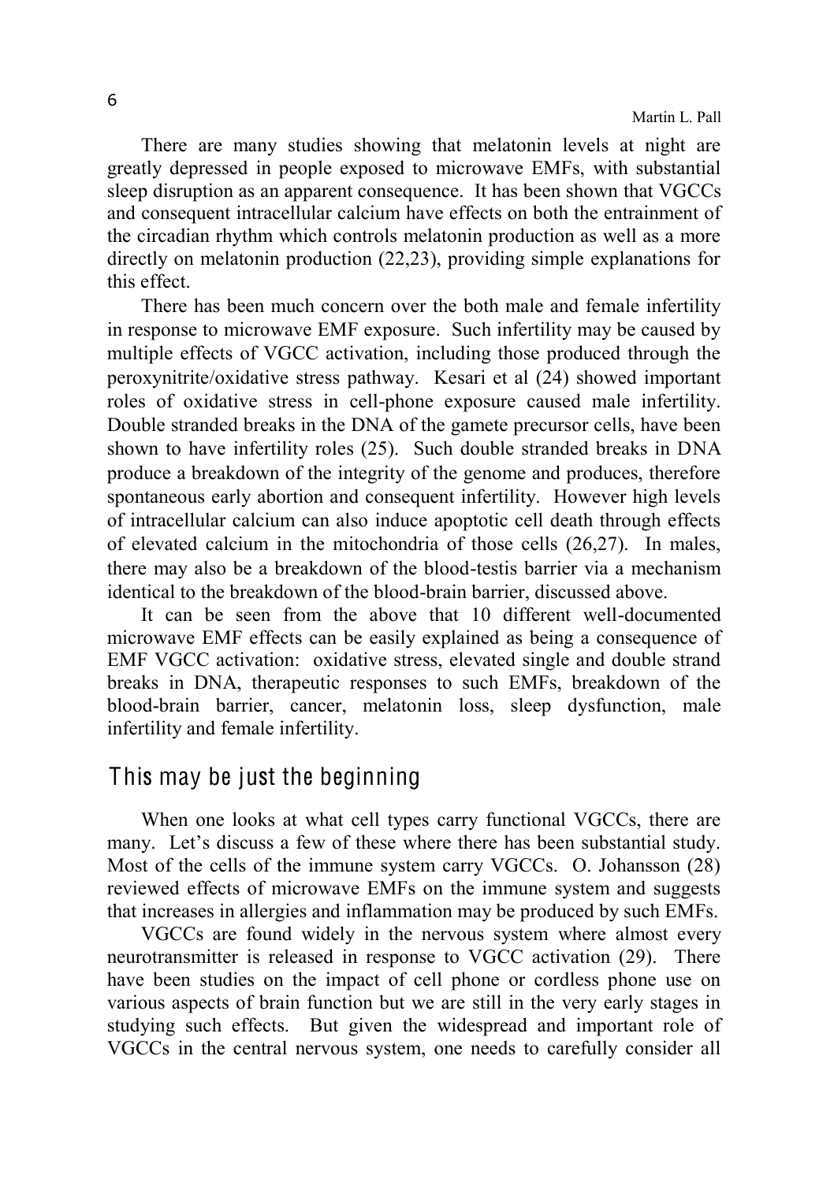There are many studies showing that melatonin levels at night are greatly depressed in people exposed to microwave EMFs, with substantial sleep disruption as an apparent consequence. It has been shown that VGCCs and consequent intracellular calcium have effects on both the entrainment of the circadian rhythm which controls melatonin production as well as a more directly on melatonin production (22,23), providing simple explanations for this effect.

There has been much concern over the both male and female infertility in response to microwave EMF exposure. Such infertility may be caused by multiple effects of VGCC activation, including those produced through the peroxynitrite/oxidative stress pathway. Kesari et al (24) showed important roles of oxidative stress in cell-phone exposure caused male infertility. Double stranded breaks in the DNA of the gamete precursor cells, have been shown to have infertility roles (25). Such double stranded breaks in DNA produce a breakdown of the integrity of the genome and produces, therefore spontaneous early abortion and consequent infertility. However high levels of intracellular calcium can also induce apoptotic cell death through effects of elevated calcium in the mitochondria of those cells (26,27). In males, there may also be a breakdown of the blood-testis barrier via a mechanism identical to the breakdown of the blood-brain barrier, discussed above.

It can be seen from the above that 10 different well-documented microwave EMF effects can be easily explained as being a consequence of EMF VGCC activation: oxidative stress, elevated single and double strand breaks in DNA, therapeutic responses to such EMFs, breakdown of the blood-brain barrier, cancer, melatonin loss, sleep dysfunction, male infertility and female infertility.

## This may be just the beginning

When one looks at what cell types carry functional VGCCs, there are many. Let's discuss a few of these where there has been substantial study. Most of the cells of the immune system carry VGCCs. O. Johansson (28) reviewed effects of microwave EMFs on the immune system and suggests that increases in allergies and inflammation may be produced by such EMFs.

VGCCs are found widely in the nervous system where almost every neurotransmitter is released in response to VGCC activation (29). There have been studies on the impact of cell phone or cordless phone use on various aspects of brain function but we are still in the very early stages in studying such effects. But given the widespread and important role of VGCCs in the central nervous system, one needs to carefully consider all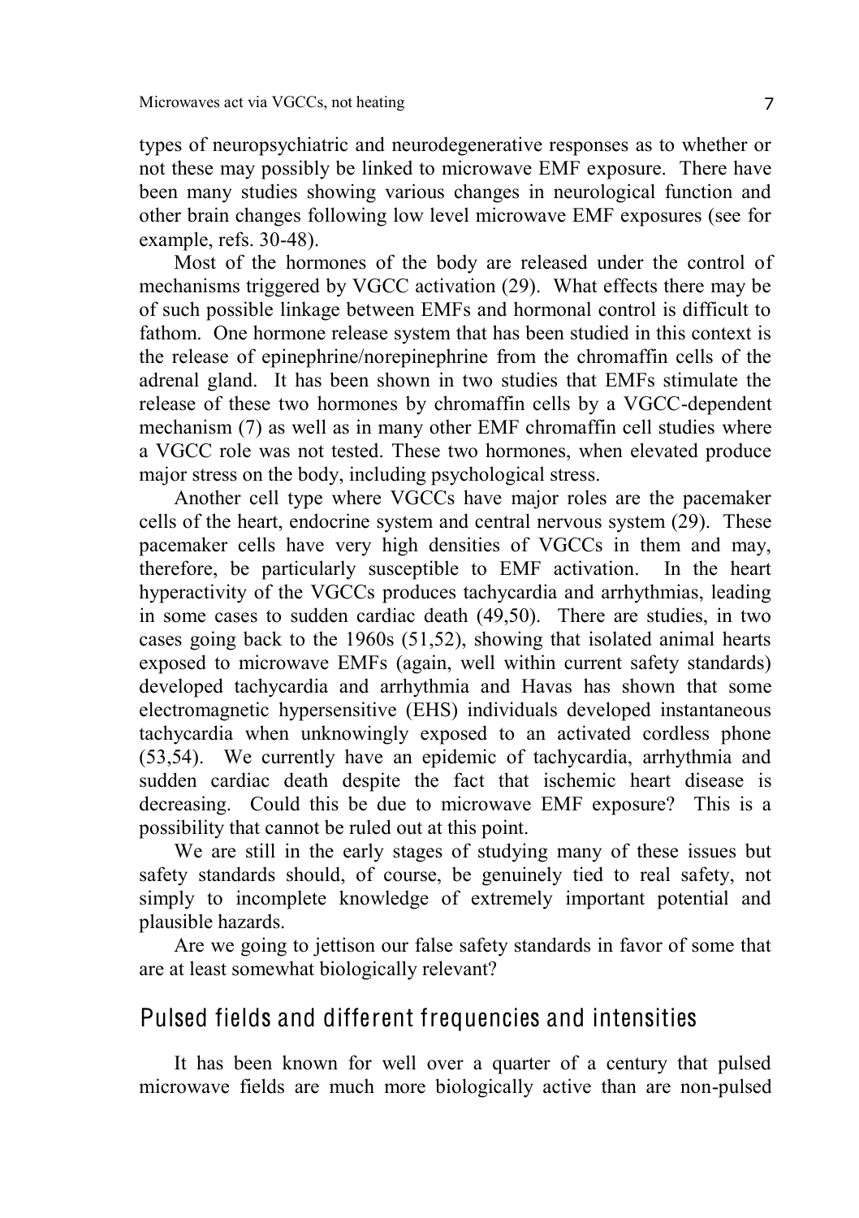types of neuropsychiatric and neurodegenerative responses as to whether or not these may possibly be linked to microwave EMF exposure. There have been many studies showing various changes in neurological function and other brain changes following low level microwave EMF exposures (see for example, refs. 30-48).

Most of the hormones of the body are released under the control of mechanisms triggered by VGCC activation (29). What effects there may be of such possible linkage between EMFs and hormonal control is difficult to fathom. One hormone release system that has been studied in this context is the release of epinephrine/norepinephrine from the chromaffin cells of the adrenal gland. It has been shown in two studies that EMFs stimulate the release of these two hormones by chromaffin cells by a VGCC-dependent mechanism (7) as well as in many other EMF chromaffin cell studies where a VGCC role was not tested. These two hormones, when elevated produce major stress on the body, including psychological stress.

Another cell type where VGCCs have major roles are the pacemaker cells of the heart, endocrine system and central nervous system (29). These pacemaker cells have very high densities of VGCCs in them and may, therefore, be particularly susceptible to EMF activation. In the heart hyperactivity of the VGCCs produces tachycardia and arrhythmias, leading in some cases to sudden cardiac death (49,50). There are studies, in two cases going back to the 1960s (51,52), showing that isolated animal hearts exposed to microwave EMFs (again, well within current safety standards) developed tachycardia and arrhythmia and Havas has shown that some electromagnetic hypersensitive (EHS) individuals developed instantaneous tachycardia when unknowingly exposed to an activated cordless phone (53,54). We currently have an epidemic of tachycardia, arrhythmia and sudden cardiac death despite the fact that ischemic heart disease is decreasing. Could this be due to microwave EMF exposure? This is a possibility that cannot be ruled out at this point.

We are still in the early stages of studying many of these issues but safety standards should, of course, be genuinely tied to real safety, not simply to incomplete knowledge of extremely important potential and plausible hazards.

Are we going to jettison our false safety standards in favor of some that are at least somewhat biologically relevant?

## Pulsed fields and different frequencies and intensities

It has been known for well over a quarter of a century that pulsed microwave fields are much more biologically active than are non-pulsed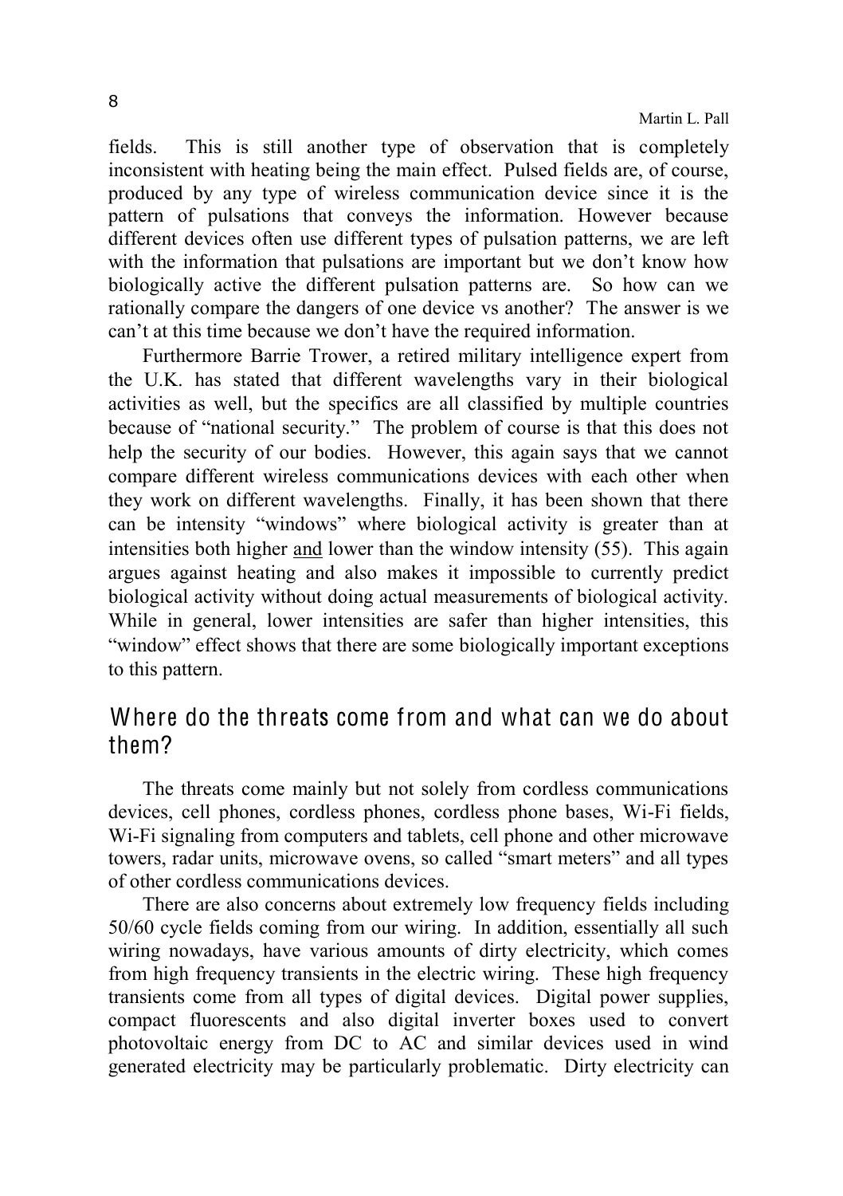fields. This is still another type of observation that is completely inconsistent with heating being the main effect. Pulsed fields are, of course, produced by any type of wireless communication device since it is the pattern of pulsations that conveys the information. However because different devices often use different types of pulsation patterns, we are left with the information that pulsations are important but we don't know how biologically active the different pulsation patterns are. So how can we rationally compare the dangers of one device vs another? The answer is we can't at this time because we don't have the required information.

Furthermore Barrie Trower, a retired military intelligence expert from the U.K. has stated that different wavelengths vary in their biological activities as well, but the specifics are all classified by multiple countries because of "national security." The problem of course is that this does not help the security of our bodies. However, this again says that we cannot compare different wireless communications devices with each other when they work on different wavelengths. Finally, it has been shown that there can be intensity "windows" where biological activity is greater than at intensities both higher and lower than the window intensity (55). This again argues against heating and also makes it impossible to currently predict biological activity without doing actual measurements of biological activity. While in general, lower intensities are safer than higher intensities, this "window" effect shows that there are some biologically important exceptions to this pattern.

## Where do the threats come from and what can we do about them?

The threats come mainly but not solely from cordless communications devices, cell phones, cordless phones, cordless phone bases, Wi-Fi fields, Wi-Fi signaling from computers and tablets, cell phone and other microwave towers, radar units, microwave ovens, so called "smart meters" and all types of other cordless communications devices.

There are also concerns about extremely low frequency fields including 50/60 cycle fields coming from our wiring. In addition, essentially all such wiring nowadays, have various amounts of dirty electricity, which comes from high frequency transients in the electric wiring. These high frequency transients come from all types of digital devices. Digital power supplies, compact fluorescents and also digital inverter boxes used to convert photovoltaic energy from DC to AC and similar devices used in wind generated electricity may be particularly problematic. Dirty electricity can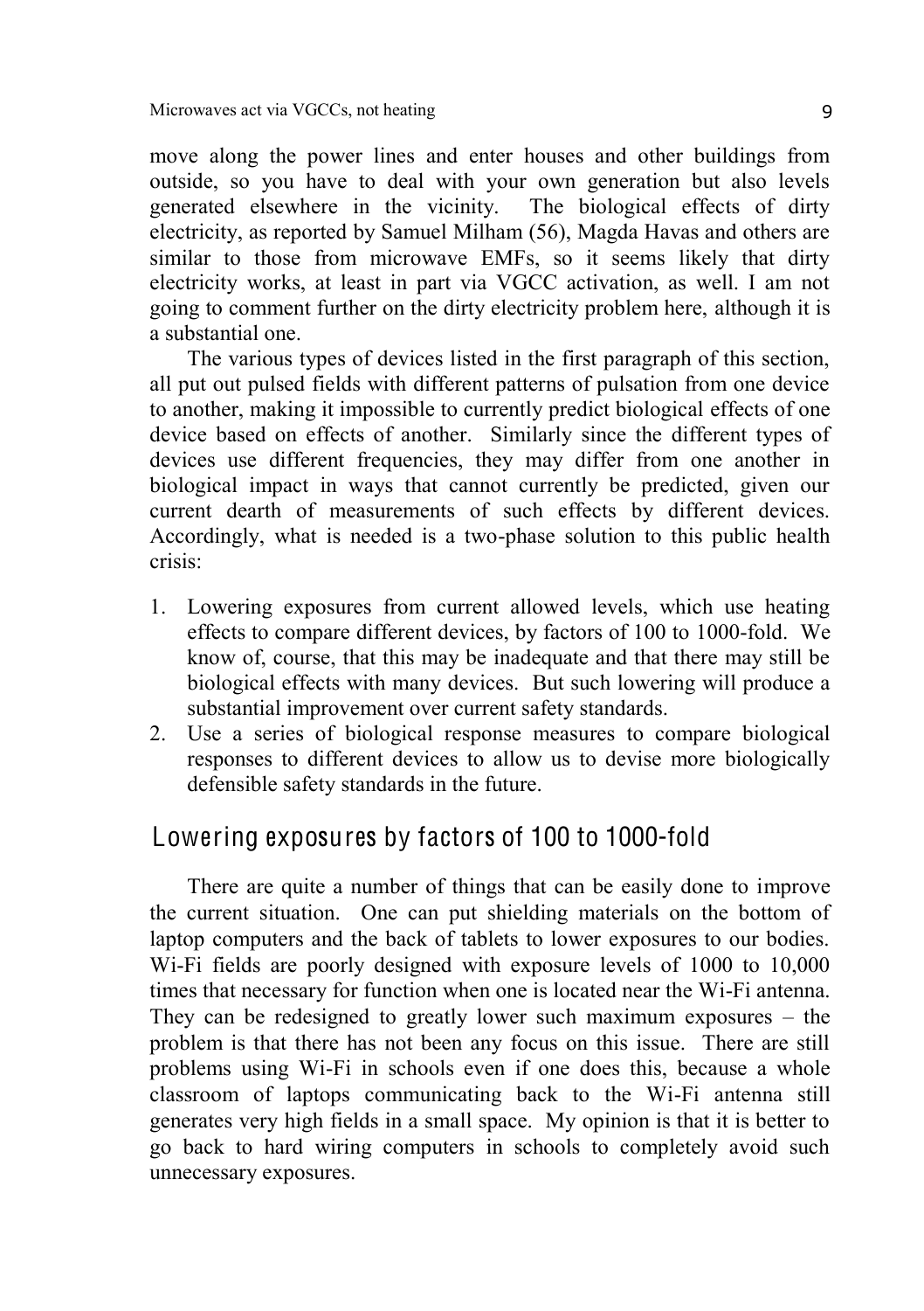move along the power lines and enter houses and other buildings from outside, so you have to deal with your own generation but also levels generated elsewhere in the vicinity. The biological effects of dirty electricity, as reported by Samuel Milham (56), Magda Havas and others are similar to those from microwave EMFs, so it seems likely that dirty electricity works, at least in part via VGCC activation, as well. I am not going to comment further on the dirty electricity problem here, although it is a substantial one.

The various types of devices listed in the first paragraph of this section, all put out pulsed fields with different patterns of pulsation from one device to another, making it impossible to currently predict biological effects of one device based on effects of another. Similarly since the different types of devices use different frequencies, they may differ from one another in biological impact in ways that cannot currently be predicted, given our current dearth of measurements of such effects by different devices. Accordingly, what is needed is a two-phase solution to this public health crisis:

1. Lowering exposures from current allowed levels, which use heating effects to compare different devices, by factors of 100 to 1000-fold. We know of, course, that this may be inadequate and that there may still be biological effects with many devices. But such lowering will produce a substantial improvement over current safety standards.
2. Use a series of biological response measures to compare biological responses to different devices to allow us to devise more biologically defensible safety standards in the future.

## Lowering exposures by factors of 100 to 1000-fold

There are quite a number of things that can be easily done to improve the current situation. One can put shielding materials on the bottom of laptop computers and the back of tablets to lower exposures to our bodies. Wi-Fi fields are poorly designed with exposure levels of 1000 to 10,000 times that necessary for function when one is located near the Wi-Fi antenna. They can be redesigned to greatly lower such maximum exposures – the problem is that there has not been any focus on this issue. There are still problems using Wi-Fi in schools even if one does this, because a whole classroom of laptops communicating back to the Wi-Fi antenna still generates very high fields in a small space. My opinion is that it is better to go back to hard wiring computers in schools to completely avoid such unnecessary exposures.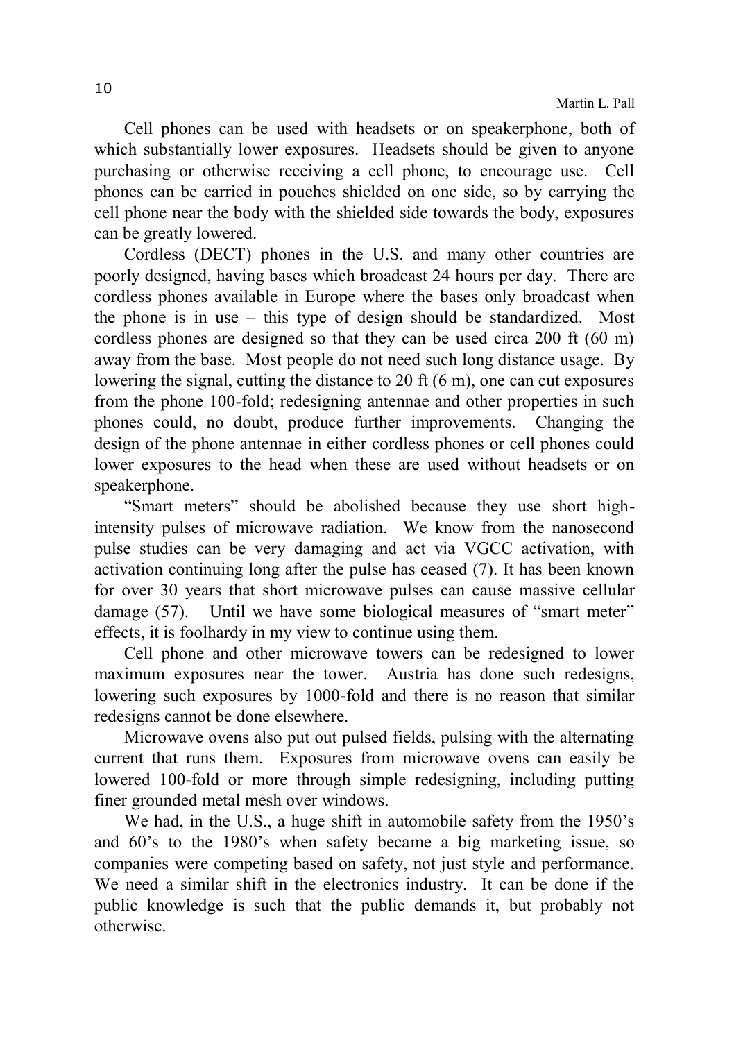Cell phones can be used with headsets or on speakerphone, both of which substantially lower exposures. Headsets should be given to anyone purchasing or otherwise receiving a cell phone, to encourage use. Cell phones can be carried in pouches shielded on one side, so by carrying the cell phone near the body with the shielded side towards the body, exposures can be greatly lowered.

Cordless (DECT) phones in the U.S. and many other countries are poorly designed, having bases which broadcast 24 hours per day. There are cordless phones available in Europe where the bases only broadcast when the phone is in use – this type of design should be standardized. Most cordless phones are designed so that they can be used circa 200 ft (60 m) away from the base. Most people do not need such long distance usage. By lowering the signal, cutting the distance to 20 ft (6 m), one can cut exposures from the phone 100-fold; redesigning antennae and other properties in such phones could, no doubt, produce further improvements. Changing the design of the phone antennae in either cordless phones or cell phones could lower exposures to the head when these are used without headsets or on speakerphone.

"Smart meters" should be abolished because they use short high-intensity pulses of microwave radiation. We know from the nanosecond pulse studies can be very damaging and act via VGCC activation, with activation continuing long after the pulse has ceased (7). It has been known for over 30 years that short microwave pulses can cause massive cellular damage (57). Until we have some biological measures of "smart meter" effects, it is foolhardy in my view to continue using them.

Cell phone and other microwave towers can be redesigned to lower maximum exposures near the tower. Austria has done such redesigns, lowering such exposures by 1000-fold and there is no reason that similar redesigns cannot be done elsewhere.

Microwave ovens also put out pulsed fields, pulsing with the alternating current that runs them. Exposures from microwave ovens can easily be lowered 100-fold or more through simple redesigning, including putting finer grounded metal mesh over windows.

We had, in the U.S., a huge shift in automobile safety from the 1950's and 60's to the 1980's when safety became a big marketing issue, so companies were competing based on safety, not just style and performance. We need a similar shift in the electronics industry. It can be done if the public knowledge is such that the public demands it, but probably not otherwise.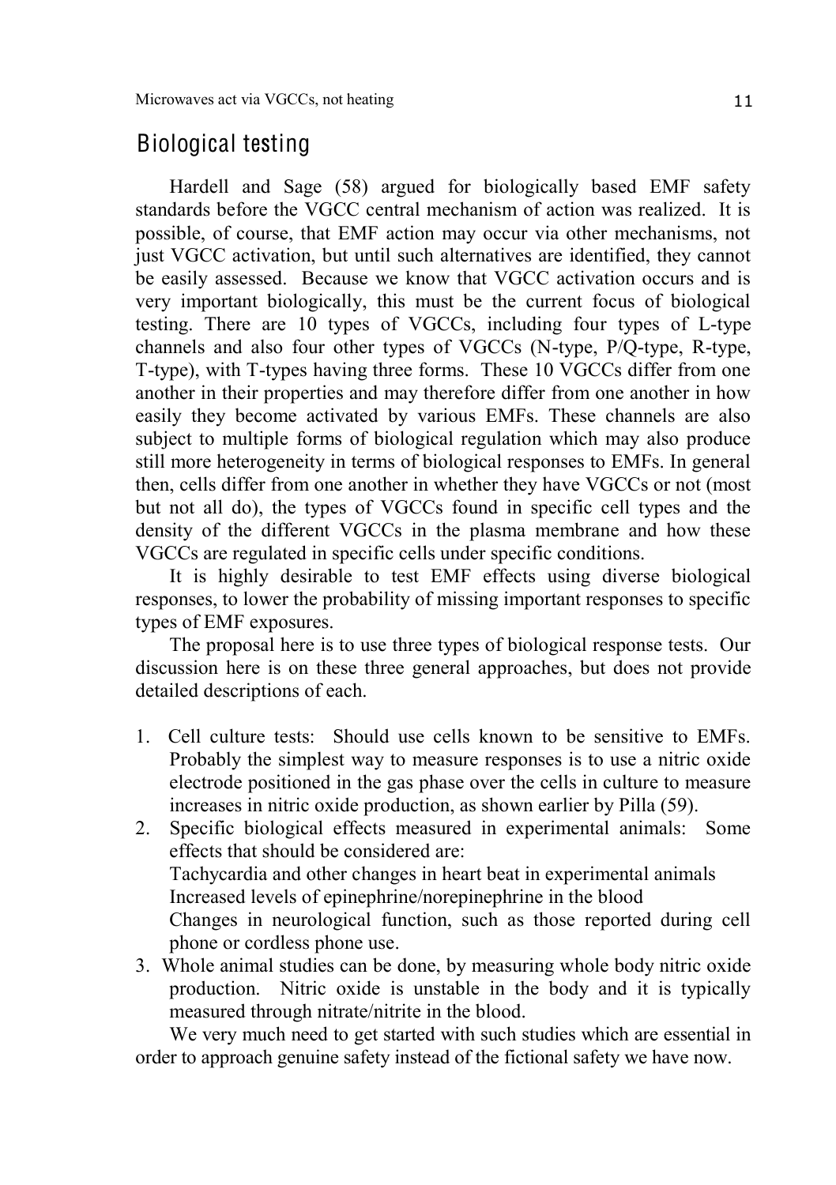## Biological testing

Hardell and Sage (58) argued for biologically based EMF safety standards before the VGCC central mechanism of action was realized. It is possible, of course, that EMF action may occur via other mechanisms, not just VGCC activation, but until such alternatives are identified, they cannot be easily assessed. Because we know that VGCC activation occurs and is very important biologically, this must be the current focus of biological testing. There are 10 types of VGCCs, including four types of L-type channels and also four other types of VGCCs (N-type, P/Q-type, R-type, T-type), with T-types having three forms. These 10 VGCCs differ from one another in their properties and may therefore differ from one another in how easily they become activated by various EMFs. These channels are also subject to multiple forms of biological regulation which may also produce still more heterogeneity in terms of biological responses to EMFs. In general then, cells differ from one another in whether they have VGCCs or not (most but not all do), the types of VGCCs found in specific cell types and the density of the different VGCCs in the plasma membrane and how these VGCCs are regulated in specific cells under specific conditions.

It is highly desirable to test EMF effects using diverse biological responses, to lower the probability of missing important responses to specific types of EMF exposures.

The proposal here is to use three types of biological response tests. Our discussion here is on these three general approaches, but does not provide detailed descriptions of each.

1. Cell culture tests: Should use cells known to be sensitive to EMFs. Probably the simplest way to measure responses is to use a nitric oxide electrode positioned in the gas phase over the cells in culture to measure increases in nitric oxide production, as shown earlier by Pilla (59).
2. Specific biological effects measured in experimental animals: Some effects that should be considered are:
   Tachycardia and other changes in heart beat in experimental animals
   Increased levels of epinephrine/norepinephrine in the blood
   Changes in neurological function, such as those reported during cell phone or cordless phone use.
3. Whole animal studies can be done, by measuring whole body nitric oxide production. Nitric oxide is unstable in the body and it is typically measured through nitrate/nitrite in the blood.

We very much need to get started with such studies which are essential in order to approach genuine safety instead of the fictional safety we have now.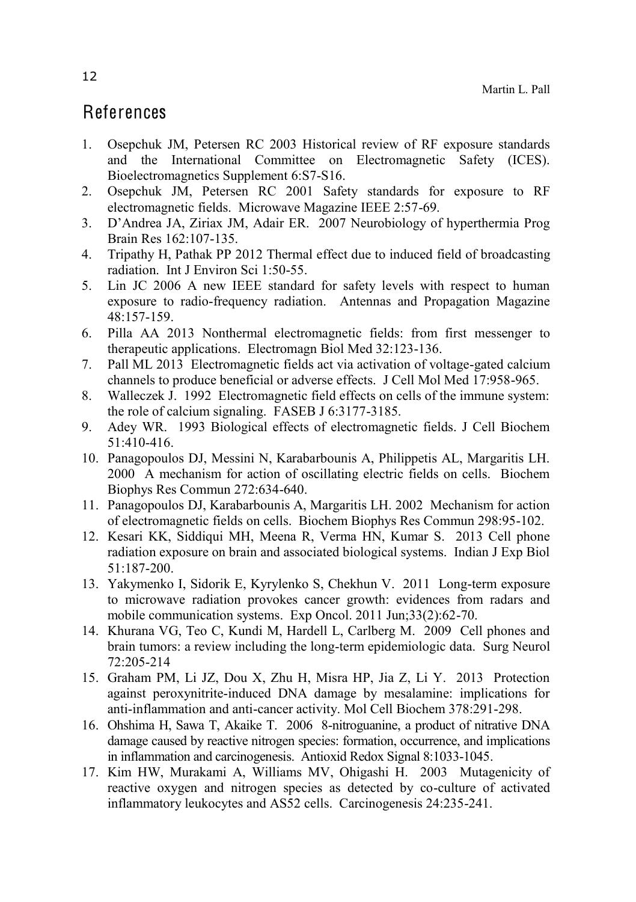## References

1. Osepchuk JM, Petersen RC 2003 Historical review of RF exposure standards and the International Committee on Electromagnetic Safety (ICES). Bioelectromagnetics Supplement 6:S7-S16.
2. Osepchuk JM, Petersen RC 2001 Safety standards for exposure to RF electromagnetic fields. Microwave Magazine IEEE 2:57-69.
3. D'Andrea JA, Ziriax JM, Adair ER. 2007 Neurobiology of hyperthermia Prog Brain Res 162:107-135.
4. Tripathy H, Pathak PP 2012 Thermal effect due to induced field of broadcasting radiation. Int J Environ Sci 1:50-55.
5. Lin JC 2006 A new IEEE standard for safety levels with respect to human exposure to radio-frequency radiation. Antennas and Propagation Magazine 48:157-159.
6. Pilla AA 2013 Nonthermal electromagnetic fields: from first messenger to therapeutic applications. Electromagn Biol Med 32:123-136.
7. Pall ML 2013 Electromagnetic fields act via activation of voltage-gated calcium channels to produce beneficial or adverse effects. J Cell Mol Med 17:958-965.
8. Walleczek J. 1992 Electromagnetic field effects on cells of the immune system: the role of calcium signaling. FASEB J 6:3177-3185.
9. Adey WR. 1993 Biological effects of electromagnetic fields. J Cell Biochem 51:410-416.
10. Panagopoulos DJ, Messini N, Karabarbounis A, Philippetis AL, Margaritis LH. 2000 A mechanism for action of oscillating electric fields on cells. Biochem Biophys Res Commun 272:634-640.
11. Panagopoulos DJ, Karabarbounis A, Margaritis LH. 2002 Mechanism for action of electromagnetic fields on cells. Biochem Biophys Res Commun 298:95-102.
12. Kesari KK, Siddiqui MH, Meena R, Verma HN, Kumar S. 2013 Cell phone radiation exposure on brain and associated biological systems. Indian J Exp Biol 51:187-200.
13. Yakymenko I, Sidorik E, Kyrylenko S, Chekhun V. 2011 Long-term exposure to microwave radiation provokes cancer growth: evidences from radars and mobile communication systems. Exp Oncol. 2011 Jun;33(2):62-70.
14. Khurana VG, Teo C, Kundi M, Hardell L, Carlberg M. 2009 Cell phones and brain tumors: a review including the long-term epidemiologic data. Surg Neurol 72:205-214
15. Graham PM, Li JZ, Dou X, Zhu H, Misra HP, Jia Z, Li Y. 2013 Protection against peroxynitrite-induced DNA damage by mesalamine: implications for anti-inflammation and anti-cancer activity. Mol Cell Biochem 378:291-298.
16. Ohshima H, Sawa T, Akaike T. 2006 8-nitroguanine, a product of nitrative DNA damage caused by reactive nitrogen species: formation, occurrence, and implications in inflammation and carcinogenesis. Antioxid Redox Signal 8:1033-1045.
17. Kim HW, Murakami A, Williams MV, Ohigashi H. 2003 Mutagenicity of reactive oxygen and nitrogen species as detected by co-culture of activated inflammatory leukocytes and AS52 cells. Carcinogenesis 24:235-241.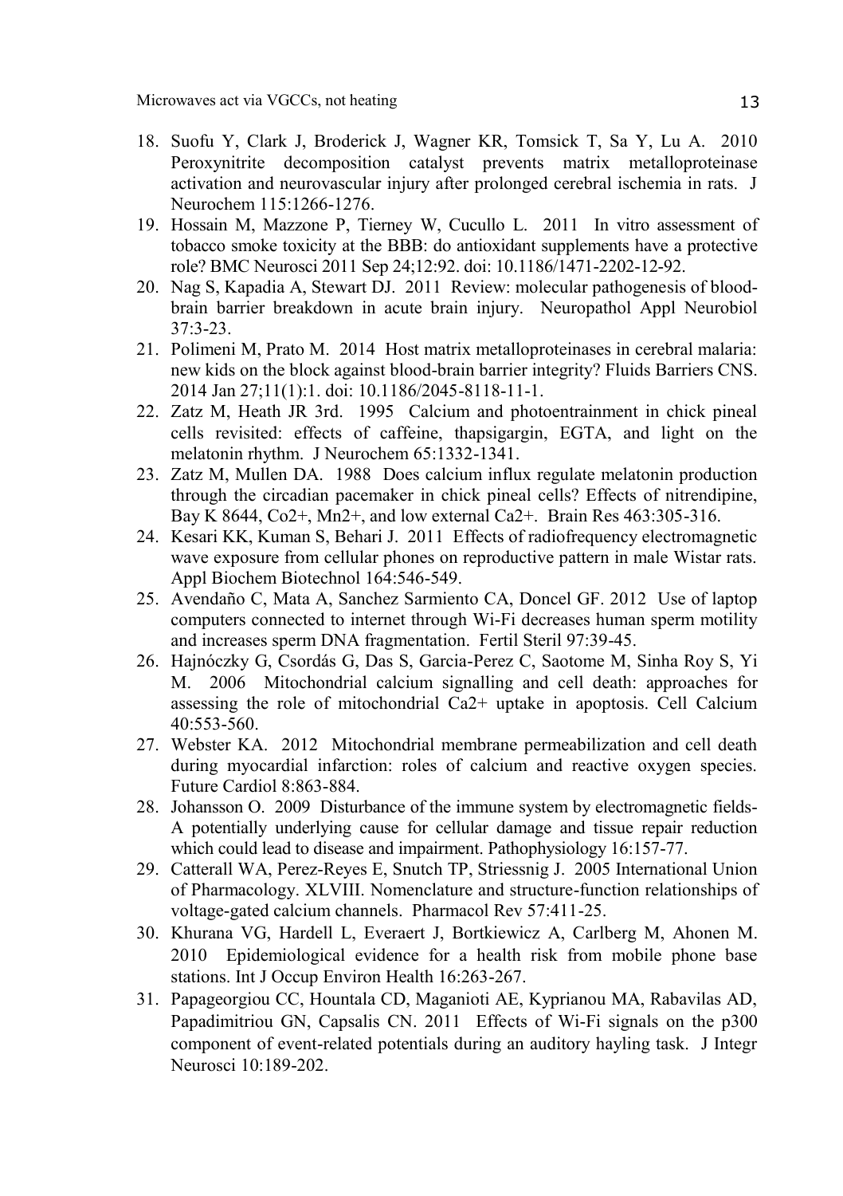18. Suofu Y, Clark J, Broderick J, Wagner KR, Tomsick T, Sa Y, Lu A. 2010 Peroxynitrite decomposition catalyst prevents matrix metalloproteinase activation and neurovascular injury after prolonged cerebral ischemia in rats. J Neurochem 115:1266-1276.
19. Hossain M, Mazzone P, Tierney W, Cucullo L. 2011 In vitro assessment of tobacco smoke toxicity at the BBB: do antioxidant supplements have a protective role? BMC Neurosci 2011 Sep 24;12:92. doi: 10.1186/1471-2202-12-92.
20. Nag S, Kapadia A, Stewart DJ. 2011 Review: molecular pathogenesis of blood-brain barrier breakdown in acute brain injury. Neuropathol Appl Neurobiol 37:3-23.
21. Polimeni M, Prato M. 2014 Host matrix metalloproteinases in cerebral malaria: new kids on the block against blood-brain barrier integrity? Fluids Barriers CNS. 2014 Jan 27;11(1):1. doi: 10.1186/2045-8118-11-1.
22. Zatz M, Heath JR 3rd. 1995 Calcium and photoentrainment in chick pineal cells revisited: effects of caffeine, thapsigargin, EGTA, and light on the melatonin rhythm. J Neurochem 65:1332-1341.
23. Zatz M, Mullen DA. 1988 Does calcium influx regulate melatonin production through the circadian pacemaker in chick pineal cells? Effects of nitrendipine, Bay K 8644, Co2+, Mn2+, and low external Ca2+. Brain Res 463:305-316.
24. Kesari KK, Kuman S, Behari J. 2011 Effects of radiofrequency electromagnetic wave exposure from cellular phones on reproductive pattern in male Wistar rats. Appl Biochem Biotechnol 164:546-549.
25. Avendaño C, Mata A, Sanchez Sarmiento CA, Doncel GF. 2012 Use of laptop computers connected to internet through Wi-Fi decreases human sperm motility and increases sperm DNA fragmentation. Fertil Steril 97:39-45.
26. Hajnóczky G, Csordás G, Das S, Garcia-Perez C, Saotome M, Sinha Roy S, Yi M. 2006 Mitochondrial calcium signalling and cell death: approaches for assessing the role of mitochondrial Ca2+ uptake in apoptosis. Cell Calcium 40:553-560.
27. Webster KA. 2012 Mitochondrial membrane permeabilization and cell death during myocardial infarction: roles of calcium and reactive oxygen species. Future Cardiol 8:863-884.
28. Johansson O. 2009 Disturbance of the immune system by electromagnetic fields- A potentially underlying cause for cellular damage and tissue repair reduction which could lead to disease and impairment. Pathophysiology 16:157-77.
29. Catterall WA, Perez-Reyes E, Snutch TP, Striessnig J. 2005 International Union of Pharmacology. XLVIII. Nomenclature and structure-function relationships of voltage-gated calcium channels. Pharmacol Rev 57:411-25.
30. Khurana VG, Hardell L, Everaert J, Bortkiewicz A, Carlberg M, Ahonen M. 2010 Epidemiological evidence for a health risk from mobile phone base stations. Int J Occup Environ Health 16:263-267.
31. Papageorgiou CC, Hountala CD, Maganioti AE, Kyprianou MA, Rabavilas AD, Papadimitriou GN, Capsalis CN. 2011 Effects of Wi-Fi signals on the p300 component of event-related potentials during an auditory hayling task. J Integr Neurosci 10:189-202.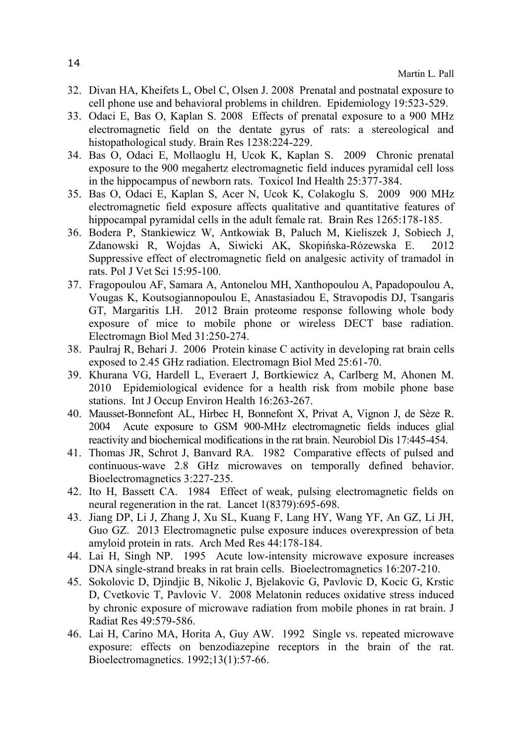32. Divan HA, Kheifets L, Obel C, Olsen J. 2008 Prenatal and postnatal exposure to cell phone use and behavioral problems in children. Epidemiology 19:523-529.
33. Odaci E, Bas O, Kaplan S. 2008 Effects of prenatal exposure to a 900 MHz electromagnetic field on the dentate gyrus of rats: a stereological and histopathological study. Brain Res 1238:224-229.
34. Bas O, Odaci E, Mollaoglu H, Ucok K, Kaplan S. 2009 Chronic prenatal exposure to the 900 megahertz electromagnetic field induces pyramidal cell loss in the hippocampus of newborn rats. Toxicol Ind Health 25:377-384.
35. Bas O, Odaci E, Kaplan S, Acer N, Ucok K, Colakoglu S. 2009 900 MHz electromagnetic field exposure affects qualitative and quantitative features of hippocampal pyramidal cells in the adult female rat. Brain Res 1265:178-185.
36. Bodera P, Stankiewicz W, Antkowiak B, Paluch M, Kieliszek J, Sobiech J, Zdanowski R, Wojdas A, Siwicki AK, Skopińska-Rózewska E. 2012 Suppressive effect of electromagnetic field on analgesic activity of tramadol in rats. Pol J Vet Sci 15:95-100.
37. Fragopoulou AF, Samara A, Antonelou MH, Xanthopoulou A, Papadopoulou A, Vougas K, Koutsogiannopoulou E, Anastasiadou E, Stravopodis DJ, Tsangaris GT, Margaritis LH. 2012 Brain proteome response following whole body exposure of mice to mobile phone or wireless DECT base radiation. Electromagn Biol Med 31:250-274.
38. Paulraj R, Behari J. 2006 Protein kinase C activity in developing rat brain cells exposed to 2.45 GHz radiation. Electromagn Biol Med 25:61-70.
39. Khurana VG, Hardell L, Everaert J, Bortkiewicz A, Carlberg M, Ahonen M. 2010 Epidemiological evidence for a health risk from mobile phone base stations. Int J Occup Environ Health 16:263-267.
40. Mausset-Bonnefont AL, Hirbec H, Bonnefont X, Privat A, Vignon J, de Sèze R. 2004 Acute exposure to GSM 900-MHz electromagnetic fields induces glial reactivity and biochemical modifications in the rat brain. Neurobiol Dis 17:445-454.
41. Thomas JR, Schrot J, Banvard RA. 1982 Comparative effects of pulsed and continuous-wave 2.8 GHz microwaves on temporally defined behavior. Bioelectromagnetics 3:227-235.
42. Ito H, Bassett CA. 1984 Effect of weak, pulsing electromagnetic fields on neural regeneration in the rat. Lancet 1(8379):695-698.
43. Jiang DP, Li J, Zhang J, Xu SL, Kuang F, Lang HY, Wang YF, An GZ, Li JH, Guo GZ. 2013 Electromagnetic pulse exposure induces overexpression of beta amyloid protein in rats. Arch Med Res 44:178-184.
44. Lai H, Singh NP. 1995 Acute low-intensity microwave exposure increases DNA single-strand breaks in rat brain cells. Bioelectromagnetics 16:207-210.
45. Sokolovic D, Djindjic B, Nikolic J, Bjelakovic G, Pavlovic D, Kocic G, Krstic D, Cvetkovic T, Pavlovic V. 2008 Melatonin reduces oxidative stress induced by chronic exposure of microwave radiation from mobile phones in rat brain. J Radiat Res 49:579-586.
46. Lai H, Carino MA, Horita A, Guy AW. 1992 Single vs. repeated microwave exposure: effects on benzodiazepine receptors in the brain of the rat. Bioelectromagnetics. 1992;13(1):57-66.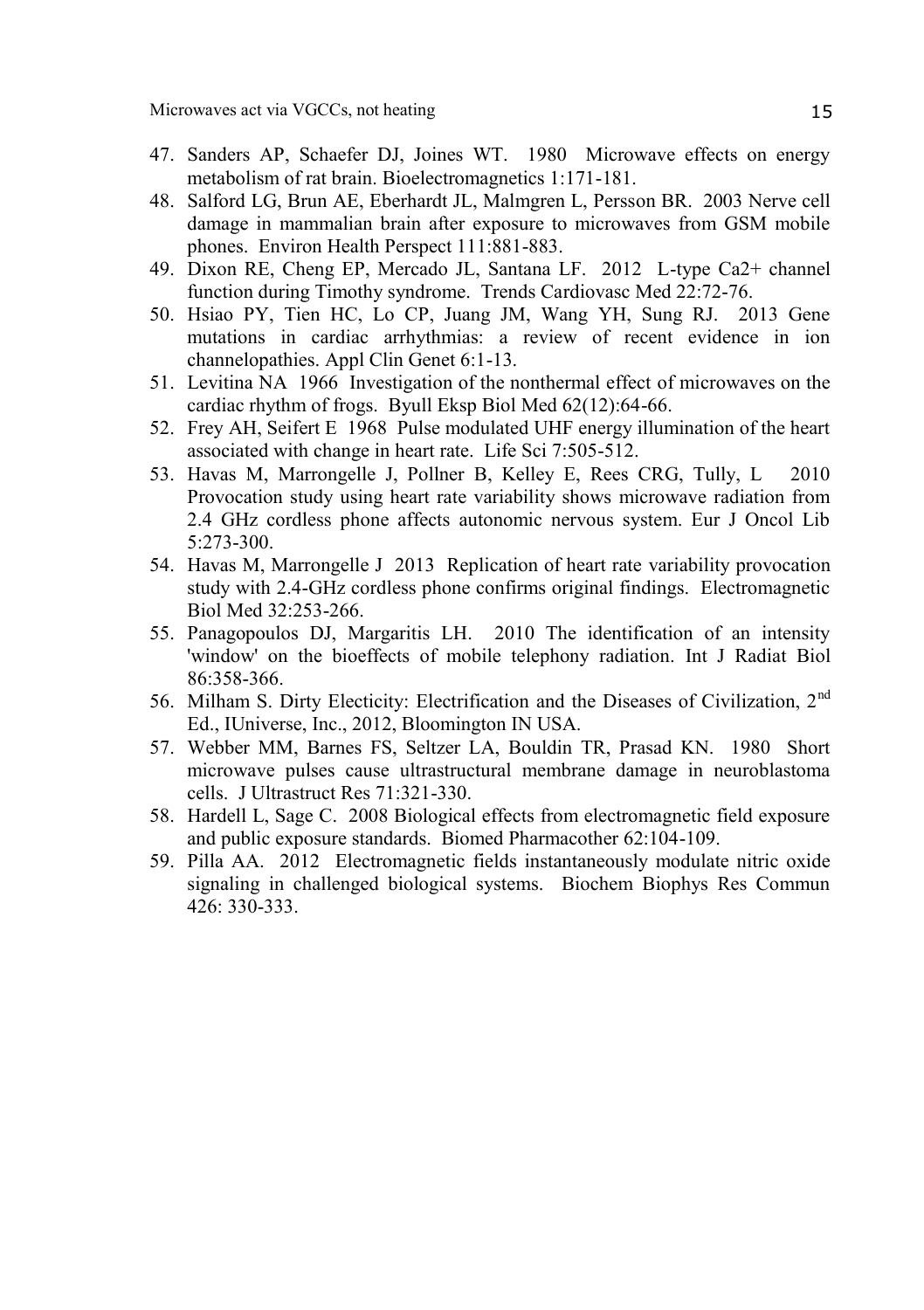47. Sanders AP, Schaefer DJ, Joines WT. 1980 Microwave effects on energy metabolism of rat brain. Bioelectromagnetics 1:171-181.
48. Salford LG, Brun AE, Eberhardt JL, Malmgren L, Persson BR. 2003 Nerve cell damage in mammalian brain after exposure to microwaves from GSM mobile phones. Environ Health Perspect 111:881-883.
49. Dixon RE, Cheng EP, Mercado JL, Santana LF. 2012 L-type Ca2+ channel function during Timothy syndrome. Trends Cardiovasc Med 22:72-76.
50. Hsiao PY, Tien HC, Lo CP, Juang JM, Wang YH, Sung RJ. 2013 Gene mutations in cardiac arrhythmias: a review of recent evidence in ion channelopathies. Appl Clin Genet 6:1-13.
51. Levitina NA 1966 Investigation of the nonthermal effect of microwaves on the cardiac rhythm of frogs. Byull Eksp Biol Med 62(12):64-66.
52. Frey AH, Seifert E 1968 Pulse modulated UHF energy illumination of the heart associated with change in heart rate. Life Sci 7:505-512.
53. Havas M, Marrongelle J, Pollner B, Kelley E, Rees CRG, Tully, L 2010 Provocation study using heart rate variability shows microwave radiation from 2.4 GHz cordless phone affects autonomic nervous system. Eur J Oncol Lib 5:273-300.
54. Havas M, Marrongelle J 2013 Replication of heart rate variability provocation study with 2.4-GHz cordless phone confirms original findings. Electromagnetic Biol Med 32:253-266.
55. Panagopoulos DJ, Margaritis LH. 2010 The identification of an intensity 'window' on the bioeffects of mobile telephony radiation. Int J Radiat Biol 86:358-366.
56. Milham S. Dirty Electicity: Electrification and the Diseases of Civilization, 2nd Ed., IUniverse, Inc., 2012, Bloomington IN USA.
57. Webber MM, Barnes FS, Seltzer LA, Bouldin TR, Prasad KN. 1980 Short microwave pulses cause ultrastructural membrane damage in neuroblastoma cells. J Ultrastruct Res 71:321-330.
58. Hardell L, Sage C. 2008 Biological effects from electromagnetic field exposure and public exposure standards. Biomed Pharmacother 62:104-109.
59. Pilla AA. 2012 Electromagnetic fields instantaneously modulate nitric oxide signaling in challenged biological systems. Biochem Biophys Res Commun 426: 330-333.